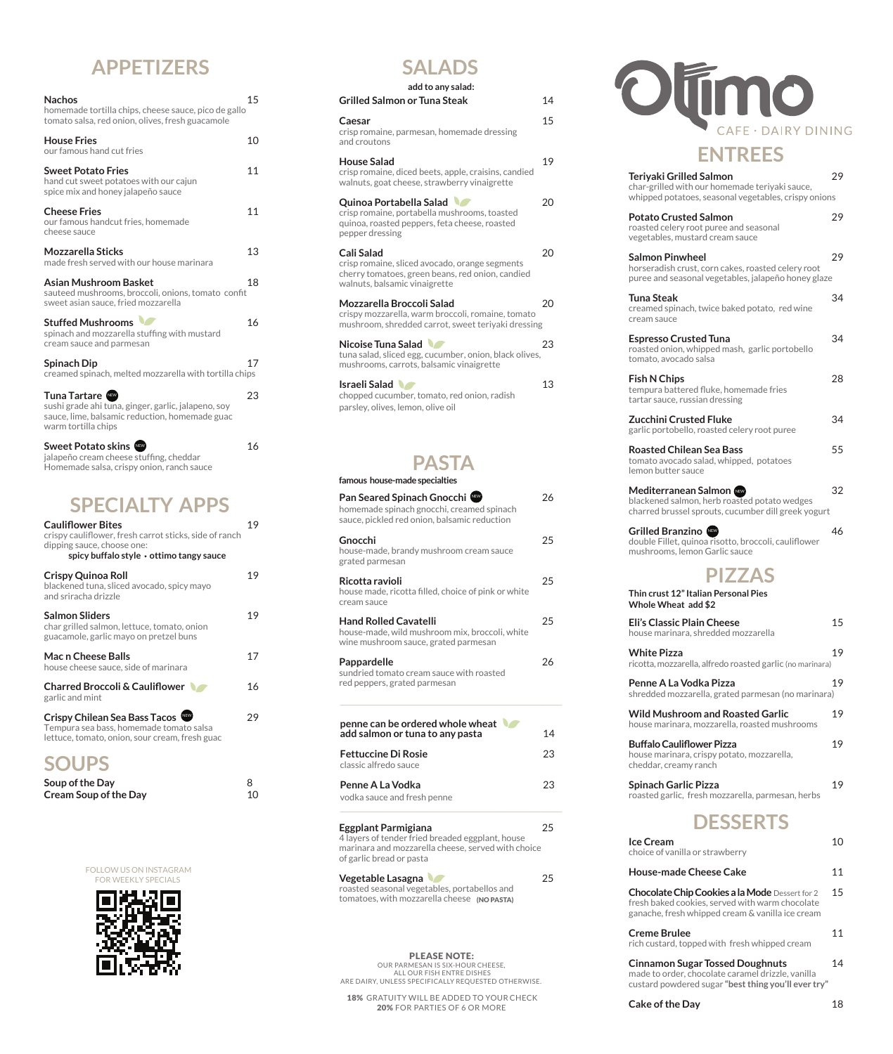# APPETIZERS

**Nachos** 15
homemade tortilla chips, cheese sauce, pico de gallo tomato salsa, red onion, olives, fresh guacamole

**House Fries** 10
our famous hand cut fries

**Sweet Potato Fries** 11
hand cut sweet potatoes with our cajun spice mix and honey jalapeño sauce

**Cheese Fries** 11
our famous handcut fries, homemade cheese sauce

**Mozzarella Sticks** 13
made fresh served with our house marinara

**Asian Mushroom Basket** 18
sauteed mushrooms, broccoli, onions, tomato confit sweet asian sauce, fried mozzarella

**Stuffed Mushrooms** 16
spinach and mozzarella stuffing with mustard cream sauce and parmesan

**Spinach Dip** 17
creamed spinach, melted mozzarella with tortilla chips

**Tuna Tartare** NEW 23
sushi grade ahi tuna, ginger, garlic, jalapeno, soy sauce, lime, balsamic reduction, homemade guac warm tortilla chips

**Sweet Potato skins** NEW 16
jalapeño cream cheese stuffing, cheddar Homemade salsa, crispy onion, ranch sauce

# SPECIALTY APPS

**Cauliflower Bites** 19
crispy cauliflower, fresh carrot sticks, side of ranch dipping sauce, choose one:
**spicy buffalo style • ottimo tangy sauce**

**Crispy Quinoa Roll** 19
blackened tuna, sliced avocado, spicy mayo and sriracha drizzle

**Salmon Sliders** 19
char grilled salmon, lettuce, tomato, onion guacamole, garlic mayo on pretzel buns

**Mac n Cheese Balls** 17
house cheese sauce, side of marinara

**Charred Broccoli & Cauliflower** 16
garlic and mint

**Crispy Chilean Sea Bass Tacos** NEW 29
Tempura sea bass, homemade tomato salsa lettuce, tomato, onion, sour cream, fresh guac

# SOUPS

**Soup of the Day** 8
**Cream Soup of the Day** 10

FOLLOW US ON INSTAGRAM FOR WEEKLY SPECIALS

# SALADS

**add to any salad:**
**Grilled Salmon or Tuna Steak** 14

**Caesar** 15
crisp romaine, parmesan, homemade dressing and croutons

**House Salad** 19
crisp romaine, diced beets, apple, craisins, candied walnuts, goat cheese, strawberry vinaigrette

**Quinoa Portabella Salad** 20
crisp romaine, portabella mushrooms, toasted quinoa, roasted peppers, feta cheese, roasted pepper dressing

**Cali Salad** 20
crisp romaine, sliced avocado, orange segments cherry tomatoes, green beans, red onion, candied walnuts, balsamic vinaigrette

**Mozzarella Broccoli Salad** 20
crispy mozzarella, warm broccoli, romaine, tomato mushroom, shredded carrot, sweet teriyaki dressing

**Nicoise Tuna Salad** 23
tuna salad, sliced egg, cucumber, onion, black olives, mushrooms, carrots, balsamic vinaigrette

**Israeli Salad** 13
chopped cucumber, tomato, red onion, radish parsley, olives, lemon, olive oil

# PASTA

**famous house-made specialties**

**Pan Seared Spinach Gnocchi** NEW 26
homemade spinach gnocchi, creamed spinach sauce, pickled red onion, balsamic reduction

**Gnocchi** 25
house-made, brandy mushroom cream sauce grated parmesan

**Ricotta ravioli** 25
house made, ricotta filled, choice of pink or white cream sauce

**Hand Rolled Cavatelli** 25
house-made, wild mushroom mix, broccoli, white wine mushroom sauce, grated parmesan

**Pappardelle** 26
sundried tomato cream sauce with roasted red peppers, grated parmesan

**penne can be ordered whole wheat**
**add salmon or tuna to any pasta** 14

**Fettuccine Di Rosie** 23
classic alfredo sauce

**Penne A La Vodka** 23
vodka sauce and fresh penne

**Eggplant Parmigiana** 25
4 layers of tender fried breaded eggplant, house marinara and mozzarella cheese, served with choice of garlic bread or pasta

**Vegetable Lasagna** 25
roasted seasonal vegetables, portabellos and tomatoes, with mozzarella cheese **(NO PASTA)**

**PLEASE NOTE:**
OUR PARMESAN IS SIX-HOUR CHEESE,
ALL OUR FISH ENTRE DISHES
ARE DAIRY, UNLESS SPECIFICALLY REQUESTED OTHERWISE.

**18%** GRATUITY WILL BE ADDED TO YOUR CHECK
**20%** FOR PARTIES OF 6 OR MORE

# Ottimo
CAFE · DAIRY DINING

# ENTREES

**Teriyaki Grilled Salmon** 29
char-grilled with our homemade teriyaki sauce, whipped potatoes, seasonal vegetables, crispy onions

**Potato Crusted Salmon** 29
roasted celery root puree and seasonal vegetables, mustard cream sauce

**Salmon Pinwheel** 29
horseradish crust, corn cakes, roasted celery root puree and seasonal vegetables, jalapeño honey glaze

**Tuna Steak** 34
creamed spinach, twice baked potato, red wine cream sauce

**Espresso Crusted Tuna** 34
roasted onion, whipped mash, garlic portobello tomato, avocado salsa

**Fish N Chips** 28
tempura battered fluke, homemade fries tartar sauce, russian dressing

**Zucchini Crusted Fluke** 34
garlic portobello, roasted celery root puree

**Roasted Chilean Sea Bass** 55
tomato avocado salad, whipped, potatoes lemon butter sauce

**Mediterranean Salmon** NEW 32
blackened salmon, herb roasted potato wedges charred brussel sprouts, cucumber dill greek yogurt

**Grilled Branzino** NEW 46
double Fillet, quinoa risotto, broccoli, cauliflower mushrooms, lemon Garlic sauce

# PIZZAS

**Thin crust 12" Italian Personal Pies**
**Whole Wheat add $2**

**Eli's Classic Plain Cheese** 15
house marinara, shredded mozzarella

**White Pizza** 19
ricotta, mozzarella, alfredo roasted garlic (no marinara)

**Penne A La Vodka Pizza** 19
shredded mozzarella, grated parmesan (no marinara)

**Wild Mushroom and Roasted Garlic** 19
house marinara, mozzarella, roasted mushrooms

**Buffalo Cauliflower Pizza** 19
house marinara, crispy potato, mozzarella, cheddar, creamy ranch

**Spinach Garlic Pizza** 19
roasted garlic, fresh mozzarella, parmesan, herbs

# DESSERTS

**Ice Cream** 10
choice of vanilla or strawberry

**House-made Cheese Cake** 11

**Chocolate Chip Cookies a la Mode** Dessert for 2 15
fresh baked cookies, served with warm chocolate ganache, fresh whipped cream & vanilla ice cream

**Creme Brulee** 11
rich custard, topped with fresh whipped cream

**Cinnamon Sugar Tossed Doughnuts** 14
made to order, chocolate caramel drizzle, vanilla custard powdered sugar **"best thing you'll ever try"**

**Cake of the Day** 18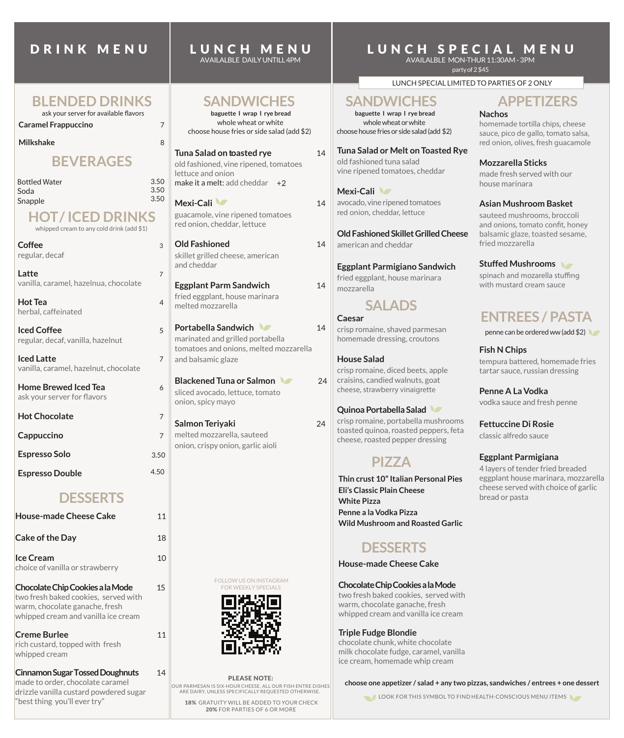# DRINK MENU

## BLENDED DRINKS

ask your server for available flavors

**Caramel Frappuccino** 7

**Milkshake** 8

## BEVERAGES

Bottled Water 3.50
Soda 3.50
Snapple 3.50

## HOT / ICED DRINKS

whipped cream to any cold drink (add $1)

**Coffee** 3
regular, decaf

**Latte** 7
vanilla, caramel, hazelnua, chocolate

**Hot Tea** 4
herbal, caffeinated

**Iced Coffee** 5
regular, decaf, vanilla, hazelnut

**Iced Latte** 7
vanilla, caramel, hazelnut, chocolate

**Home Brewed Iced Tea** 6
ask your server for flavors

**Hot Chocolate** 7

**Cappuccino** 7

**Espresso Solo** 3.50

**Espresso Double** 4.50

## DESSERTS

**House-made Cheese Cake** 11

**Cake of the Day** 18

**Ice Cream** 10
choice of vanilla or strawberry

**Chocolate Chip Cookies a la Mode** 15
two fresh baked cookies, served with warm, chocolate ganache, fresh whipped cream and vanilla ice cream

**Creme Burlee** 11
rich custard, topped with fresh whipped cream

**Cinnamon Sugar Tossed Doughnuts** 14
made to order, chocolate caramel drizzle vanilla custard powdered sugar "best thing you'll ever try"

# LUNCH MENU

AVAILALBLE DAILY UNTILL 4PM

## SANDWICHES

**baguette I wrap I rye bread**
whole wheat or white
choose house fries or side salad (add $2)

**Tuna Salad on toasted rye** 14
old fashioned, vine ripened, tomatoes lettuce and onion
make it a melt: add cheddar +2

**Mexi-Cali** 14
guacamole, vine ripened tomatoes red onion, cheddar, lettuce

**Old Fashioned** 14
skillet grilled cheese, american and cheddar

**Eggplant Parm Sandwich** 14
fried eggplant, house marinara melted mozzarella

**Portabella Sandwich** 14
marinated and grilled portabella tomatoes and onions, melted mozzarella and balsamic glaze

**Blackened Tuna or Salmon** 24
sliced avocado, lettuce, tomato onion, spicy mayo

**Salmon Teriyaki** 24
melted mozzarella, sauteed onion, crispy onion, garlic aioli

FOLLOW US ON INSTAGRAM FOR WEEKLY SPECIALS

**PLEASE NOTE:**
OUR PARMESAN IS SIX-HOUR CHEESE, ALL OUR FISH ENTRE DISHES ARE DAIRY, UNLESS SPECIFICALLY REQUESTED OTHERWISE.

**18%** GRATUITY WILL BE ADDED TO YOUR CHECK
**20%** FOR PARTIES OF 6 OR MORE

# LUNCH SPECIAL MENU

AVAILALBLE MON-THUR 11:30AM - 3PM
party of 2 $45

LUNCH SPECIAL LIMITED TO PARTIES OF 2 ONLY

## SANDWICHES

**baguette I wrap I rye bread**
whole wheat or white
choose house fries or side salad (add $2)

**Tuna Salad or Melt on Toasted Rye**
old fashioned tuna salad
vine ripened tomatoes, cheddar

**Mexi-Cali**
avocado, vine ripened tomatoes red onion, cheddar, lettuce

**Old Fashioned Skillet Grilled Cheese**
american and cheddar

**Eggplant Parmigiano Sandwich**
fried eggplant, house marinara mozzarella

## SALADS

**Caesar**
crisp romaine, shaved parmesan homemade dressing, croutons

**House Salad**
crisp romaine, diced beets, apple craisins, candied walnuts, goat cheese, strawberry vinaigrette

**Quinoa Portabella Salad**
crisp romaine, portabella mushrooms toasted quinoa, roasted peppers, feta cheese, roasted pepper dressing

## PIZZA

**Thin crust 10" Italian Personal Pies**
**Eli's Classic Plain Cheese**
**White Pizza**
**Penne a la Vodka Pizza**
**Wild Mushroom and Roasted Garlic**

## DESSERTS

**House-made Cheese Cake**

**Chocolate Chip Cookies a la Mode**
two fresh baked cookies, served with warm, chocolate ganache, fresh whipped cream and vanilla ice cream

**Triple Fudge Blondie**
chocolate chunk, white chocolate milk chocolate fudge, caramel, vanilla ice cream, homemade whip cream

## APPETIZERS

**Nachos**
homemade tortilla chips, cheese sauce, pico de gallo, tomato salsa, red onion, olives, fresh guacamole

**Mozzarella Sticks**
made fresh served with our house marinara

**Asian Mushroom Basket**
sauteed mushrooms, broccoli and onions, tomato confit, honey balsamic glaze, toasted sesame, fried mozzarella

**Stuffed Mushrooms**
spinach and mozarella stuffing with mustard cream sauce

## ENTREES / PASTA

penne can be ordered ww (add $2)

**Fish N Chips**
tempura battered, homemade fries tartar sauce, russian dressing

**Penne A La Vodka**
vodka sauce and fresh penne

**Fettuccine Di Rosie**
classic alfredo sauce

**Eggplant Parmigiana**
4 layers of tender fried breaded eggplant house marinara, mozzarella cheese served with choice of garlic bread or pasta

**choose one appetizer / salad + any two pizzas, sandwiches / entrees + one dessert**

LOOK FOR THIS SYMBOL TO FIND HEALTH-CONSCIOUS MENU ITEMS